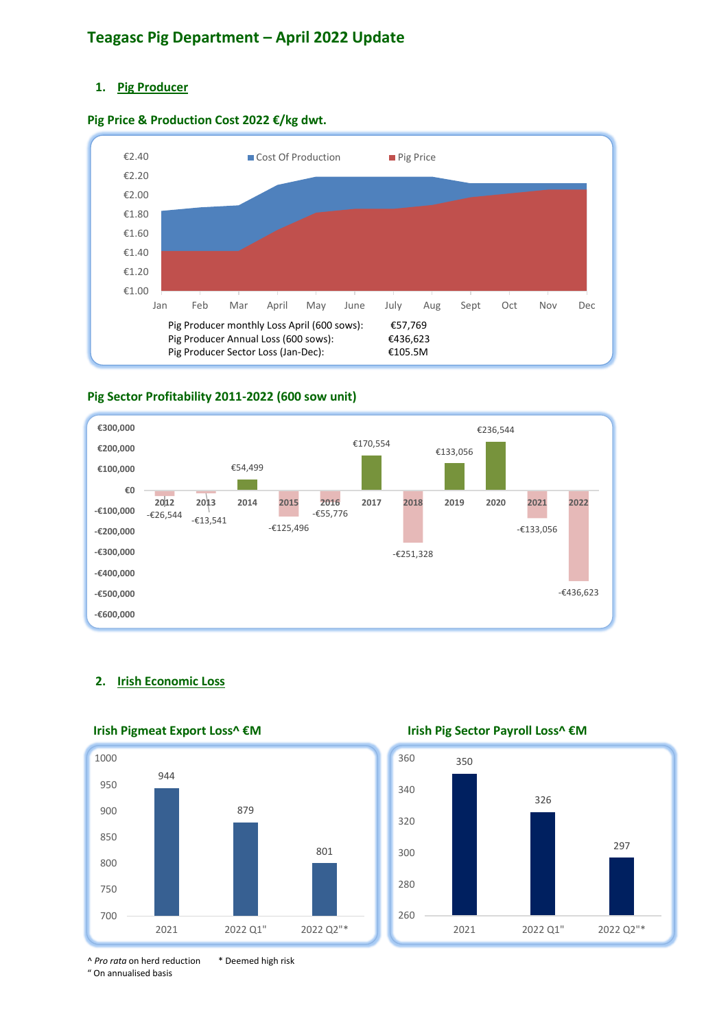# Teagasc Pig Department – April 2022 Update

## 1. Pig Producer

### Pig Price & Production Cost 2022 €/kg dwt.

Cost Of Production | Pig Price

Pig Producer monthly Loss April (600 sows): €57,769
Pig Producer Annual Loss (600 sows): €436,623
Pig Producer Sector Loss (Jan-Dec): €105.5M

### Pig Sector Profitability 2011-2022 (600 sow unit)

| Year | Profit |
|---|---|
| 2012 | -€26,544 |
| 2013 | -€13,541 |
| 2014 | €54,499 |
| 2015 | -€125,496 |
| 2016 | -€55,776 |
| 2017 | €170,554 |
| 2018 | -€251,328 |
| 2019 | €133,056 |
| 2020 | €236,544 |
| 2021 | -€133,056 |
| 2022 | -€436,623 |

## 2. Irish Economic Loss

### Irish Pigmeat Export Loss^ €M

| Period | €M |
|---|---|
| 2021 | 944 |
| 2022 Q1" | 879 |
| 2022 Q2"* | 801 |

### Irish Pig Sector Payroll Loss^ €M

| Period | €M |
|---|---|
| 2021 | 350 |
| 2022 Q1" | 326 |
| 2022 Q2"* | 297 |

^ *Pro rata* on herd reduction * Deemed high risk
" On annualised basis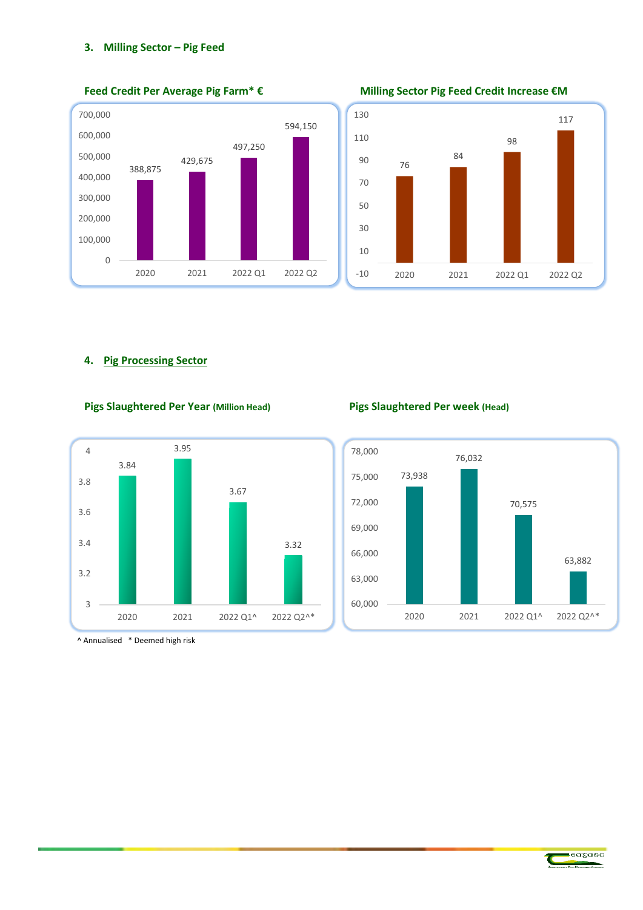### 3. Milling Sector – Pig Feed

**Feed Credit Per Average Pig Farm* €**

700,000
600,000
500,000
400,000
300,000
200,000
100,000
0

388,875
429,675
497,250
594,150

2020
2021
2022 Q1
2022 Q2

**Milling Sector Pig Feed Credit Increase €M**

130
110
90
70
50
30
10
-10

76
84
98
117

2020
2021
2022 Q1
2022 Q2

### 4. Pig Processing Sector

**Pigs Slaughtered Per Year (Million Head)**

4
3.8
3.6
3.4
3.2
3

3.84
3.95
3.67
3.32

2020
2021
2022 Q1^
2022 Q2^*

**Pigs Slaughtered Per week (Head)**

78,000
75,000
72,000
69,000
66,000
63,000
60,000

73,938
76,032
70,575
63,882

2020
2021
2022 Q1^
2022 Q2^*

^ Annualised * Deemed high risk